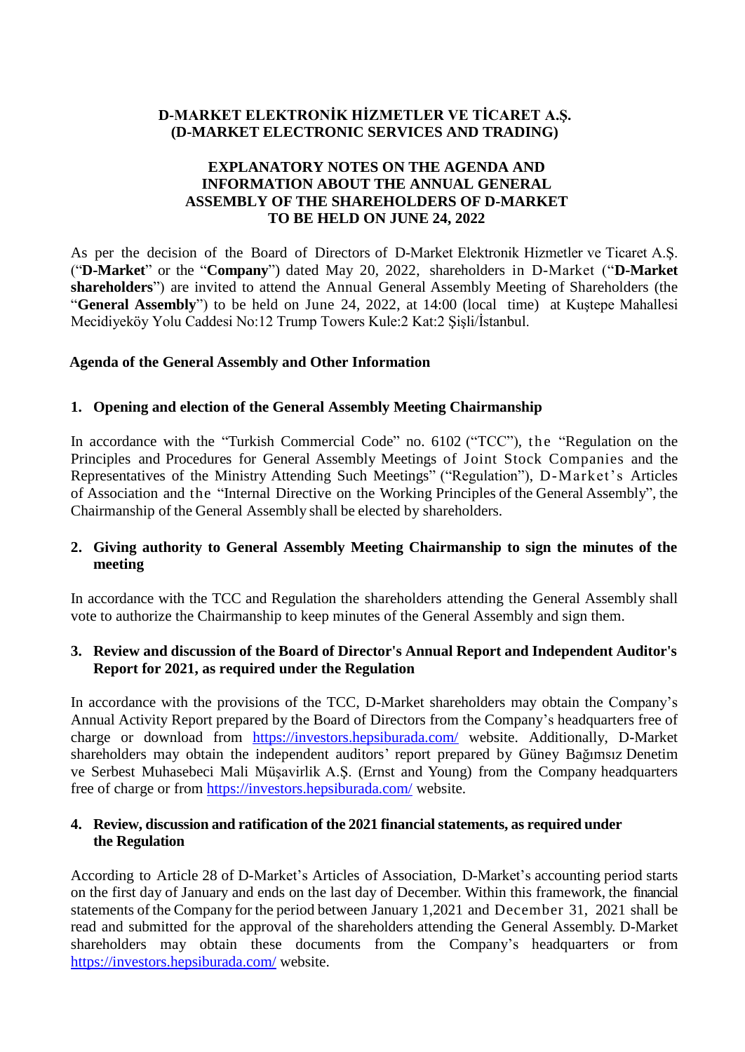# D-MARKET ELEKTRONİK HİZMETLER VE TİCARET A.Ş.
# (D-MARKET ELECTRONIC SERVICES AND TRADING)

## EXPLANATORY NOTES ON THE AGENDA AND INFORMATION ABOUT THE ANNUAL GENERAL ASSEMBLY OF THE SHAREHOLDERS OF D-MARKET TO BE HELD ON JUNE 24, 2022

As per the decision of the Board of Directors of D-Market Elektronik Hizmetler ve Ticaret A.Ş. ("**D-Market**" or the "**Company**") dated May 20, 2022, shareholders in D-Market ("**D-Market shareholders**") are invited to attend the Annual General Assembly Meeting of Shareholders (the "**General Assembly**") to be held on June 24, 2022, at 14:00 (local time) at Kuştepe Mahallesi Mecidiyeköy Yolu Caddesi No:12 Trump Towers Kule:2 Kat:2 Şişli/İstanbul.

### Agenda of the General Assembly and Other Information

**1. Opening and election of the General Assembly Meeting Chairmanship**

In accordance with the "Turkish Commercial Code" no. 6102 ("TCC"), the "Regulation on the Principles and Procedures for General Assembly Meetings of Joint Stock Companies and the Representatives of the Ministry Attending Such Meetings" ("Regulation"), D-Market's Articles of Association and the "Internal Directive on the Working Principles of the General Assembly", the Chairmanship of the General Assembly shall be elected by shareholders.

**2. Giving authority to General Assembly Meeting Chairmanship to sign the minutes of the meeting**

In accordance with the TCC and Regulation the shareholders attending the General Assembly shall vote to authorize the Chairmanship to keep minutes of the General Assembly and sign them.

**3. Review and discussion of the Board of Director's Annual Report and Independent Auditor's Report for 2021, as required under the Regulation**

In accordance with the provisions of the TCC, D-Market shareholders may obtain the Company's Annual Activity Report prepared by the Board of Directors from the Company's headquarters free of charge or download from https://investors.hepsiburada.com/ website. Additionally, D-Market shareholders may obtain the independent auditors' report prepared by Güney Bağımsız Denetim ve Serbest Muhasebeci Mali Müşavirlik A.Ş. (Ernst and Young) from the Company headquarters free of charge or from https://investors.hepsiburada.com/ website.

**4. Review, discussion and ratification of the 2021 financial statements, as required under the Regulation**

According to Article 28 of D-Market's Articles of Association, D-Market's accounting period starts on the first day of January and ends on the last day of December. Within this framework, the financial statements of the Company for the period between January 1,2021 and December 31, 2021 shall be read and submitted for the approval of the shareholders attending the General Assembly. D-Market shareholders may obtain these documents from the Company's headquarters or from https://investors.hepsiburada.com/ website.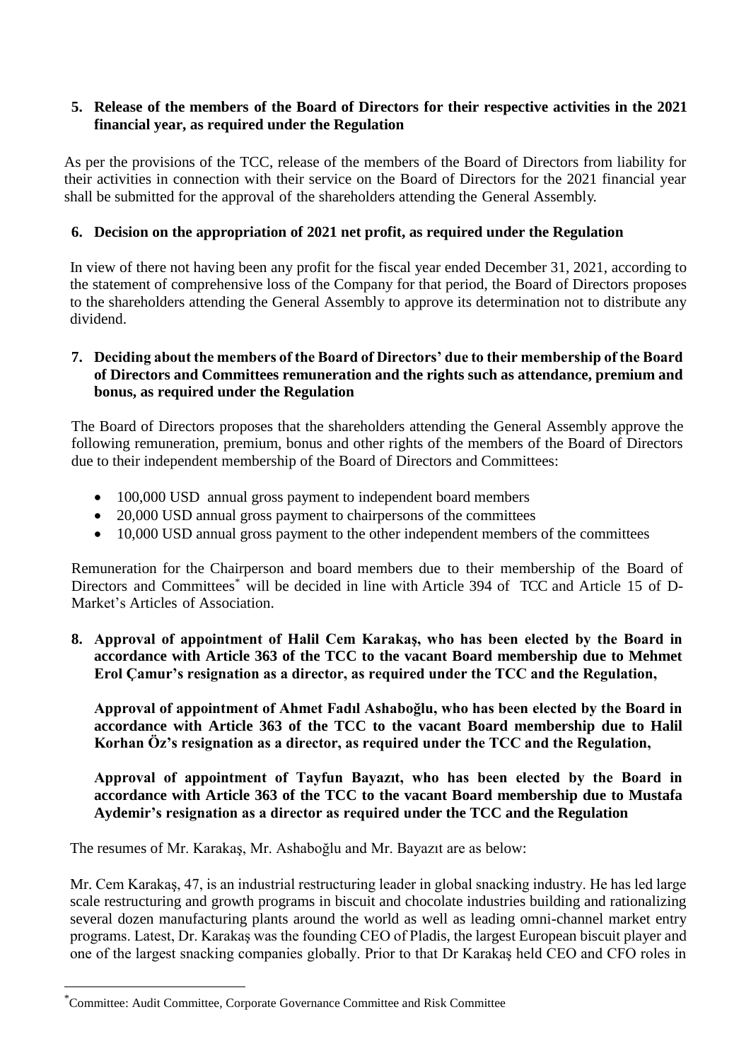5. **Release of the members of the Board of Directors for their respective activities in the 2021 financial year, as required under the Regulation**

As per the provisions of the TCC, release of the members of the Board of Directors from liability for their activities in connection with their service on the Board of Directors for the 2021 financial year shall be submitted for the approval of the shareholders attending the General Assembly.

6. **Decision on the appropriation of 2021 net profit, as required under the Regulation**

In view of there not having been any profit for the fiscal year ended December 31, 2021, according to the statement of comprehensive loss of the Company for that period, the Board of Directors proposes to the shareholders attending the General Assembly to approve its determination not to distribute any dividend.

7. **Deciding about the members of the Board of Directors' due to their membership of the Board of Directors and Committees remuneration and the rights such as attendance, premium and bonus, as required under the Regulation**

The Board of Directors proposes that the shareholders attending the General Assembly approve the following remuneration, premium, bonus and other rights of the members of the Board of Directors due to their independent membership of the Board of Directors and Committees:

- 100,000 USD annual gross payment to independent board members
- 20,000 USD annual gross payment to chairpersons of the committees
- 10,000 USD annual gross payment to the other independent members of the committees

Remuneration for the Chairperson and board members due to their membership of the Board of Directors and Committees[*] will be decided in line with Article 394 of TCC and Article 15 of D-Market's Articles of Association.

8. **Approval of appointment of Halil Cem Karakaş, who has been elected by the Board in accordance with Article 363 of the TCC to the vacant Board membership due to Mehmet Erol Çamur's resignation as a director, as required under the TCC and the Regulation,**

   **Approval of appointment of Ahmet Fadıl Ashaboğlu, who has been elected by the Board in accordance with Article 363 of the TCC to the vacant Board membership due to Halil Korhan Öz's resignation as a director, as required under the TCC and the Regulation,**

   **Approval of appointment of Tayfun Bayazıt, who has been elected by the Board in accordance with Article 363 of the TCC to the vacant Board membership due to Mustafa Aydemir's resignation as a director as required under the TCC and the Regulation**

The resumes of Mr. Karakaş, Mr. Ashaboğlu and Mr. Bayazıt are as below:

Mr. Cem Karakaş, 47, is an industrial restructuring leader in global snacking industry. He has led large scale restructuring and growth programs in biscuit and chocolate industries building and rationalizing several dozen manufacturing plants around the world as well as leading omni-channel market entry programs. Latest, Dr. Karakaş was the founding CEO of Pladis, the largest European biscuit player and one of the largest snacking companies globally. Prior to that Dr Karakaş held CEO and CFO roles in

[*] Committee: Audit Committee, Corporate Governance Committee and Risk Committee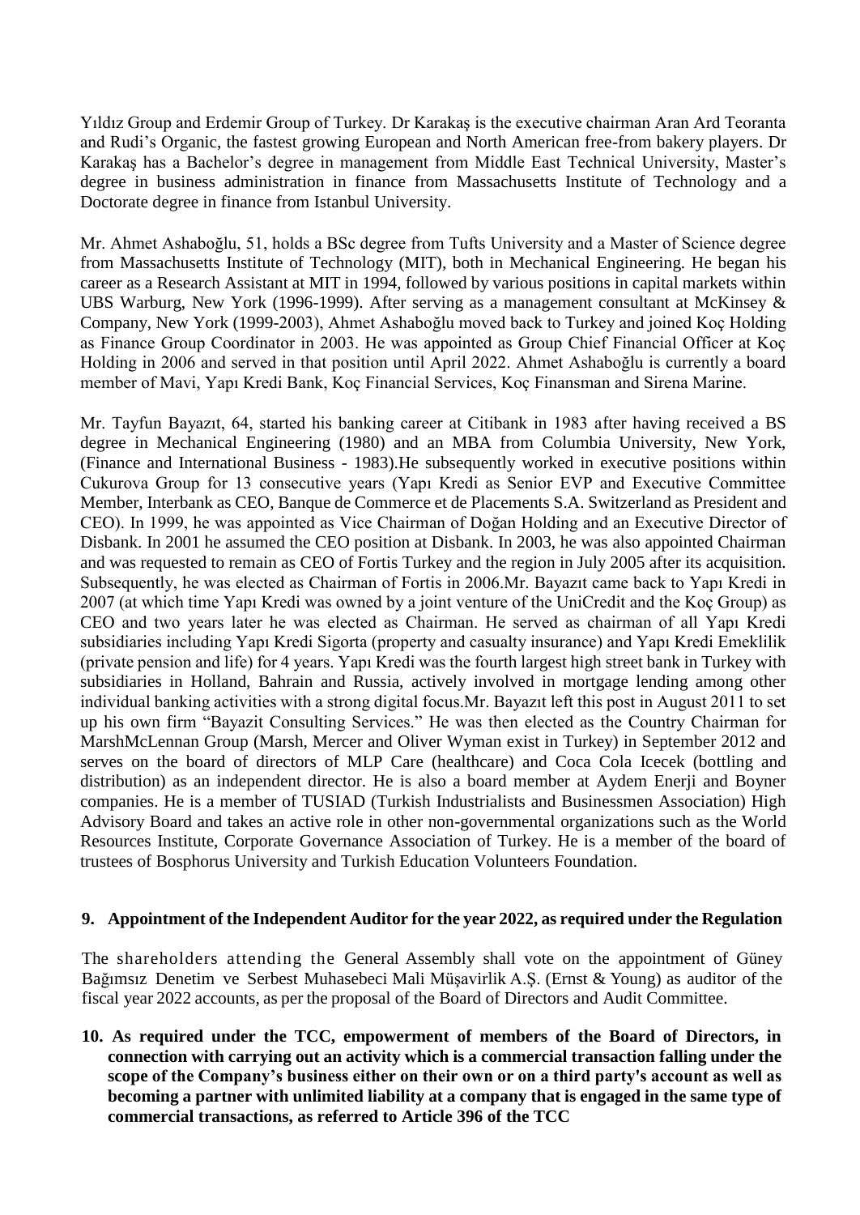Yıldız Group and Erdemir Group of Turkey. Dr Karakaş is the executive chairman Aran Ard Teoranta and Rudi's Organic, the fastest growing European and North American free-from bakery players. Dr Karakaş has a Bachelor's degree in management from Middle East Technical University, Master's degree in business administration in finance from Massachusetts Institute of Technology and a Doctorate degree in finance from Istanbul University.

Mr. Ahmet Ashaboğlu, 51, holds a BSc degree from Tufts University and a Master of Science degree from Massachusetts Institute of Technology (MIT), both in Mechanical Engineering. He began his career as a Research Assistant at MIT in 1994, followed by various positions in capital markets within UBS Warburg, New York (1996-1999). After serving as a management consultant at McKinsey & Company, New York (1999-2003), Ahmet Ashaboğlu moved back to Turkey and joined Koç Holding as Finance Group Coordinator in 2003. He was appointed as Group Chief Financial Officer at Koç Holding in 2006 and served in that position until April 2022. Ahmet Ashaboğlu is currently a board member of Mavi, Yapı Kredi Bank, Koç Financial Services, Koç Finansman and Sirena Marine.

Mr. Tayfun Bayazıt, 64, started his banking career at Citibank in 1983 after having received a BS degree in Mechanical Engineering (1980) and an MBA from Columbia University, New York, (Finance and International Business - 1983).He subsequently worked in executive positions within Cukurova Group for 13 consecutive years (Yapı Kredi as Senior EVP and Executive Committee Member, Interbank as CEO, Banque de Commerce et de Placements S.A. Switzerland as President and CEO). In 1999, he was appointed as Vice Chairman of Doğan Holding and an Executive Director of Disbank. In 2001 he assumed the CEO position at Disbank. In 2003, he was also appointed Chairman and was requested to remain as CEO of Fortis Turkey and the region in July 2005 after its acquisition. Subsequently, he was elected as Chairman of Fortis in 2006.Mr. Bayazıt came back to Yapı Kredi in 2007 (at which time Yapı Kredi was owned by a joint venture of the UniCredit and the Koç Group) as CEO and two years later he was elected as Chairman. He served as chairman of all Yapı Kredi subsidiaries including Yapı Kredi Sigorta (property and casualty insurance) and Yapı Kredi Emeklilik (private pension and life) for 4 years. Yapı Kredi was the fourth largest high street bank in Turkey with subsidiaries in Holland, Bahrain and Russia, actively involved in mortgage lending among other individual banking activities with a strong digital focus.Mr. Bayazıt left this post in August 2011 to set up his own firm "Bayazit Consulting Services." He was then elected as the Country Chairman for MarshMcLennan Group (Marsh, Mercer and Oliver Wyman exist in Turkey) in September 2012 and serves on the board of directors of MLP Care (healthcare) and Coca Cola Icecek (bottling and distribution) as an independent director. He is also a board member at Aydem Enerji and Boyner companies. He is a member of TUSIAD (Turkish Industrialists and Businessmen Association) High Advisory Board and takes an active role in other non-governmental organizations such as the World Resources Institute, Corporate Governance Association of Turkey. He is a member of the board of trustees of Bosphorus University and Turkish Education Volunteers Foundation.

**9. Appointment of the Independent Auditor for the year 2022, as required under the Regulation**

The shareholders attending the General Assembly shall vote on the appointment of Güney Bağımsız Denetim ve Serbest Muhasebeci Mali Müşavirlik A.Ş. (Ernst & Young) as auditor of the fiscal year 2022 accounts, as per the proposal of the Board of Directors and Audit Committee.

**10. As required under the TCC, empowerment of members of the Board of Directors, in connection with carrying out an activity which is a commercial transaction falling under the scope of the Company's business either on their own or on a third party's account as well as becoming a partner with unlimited liability at a company that is engaged in the same type of commercial transactions, as referred to Article 396 of the TCC**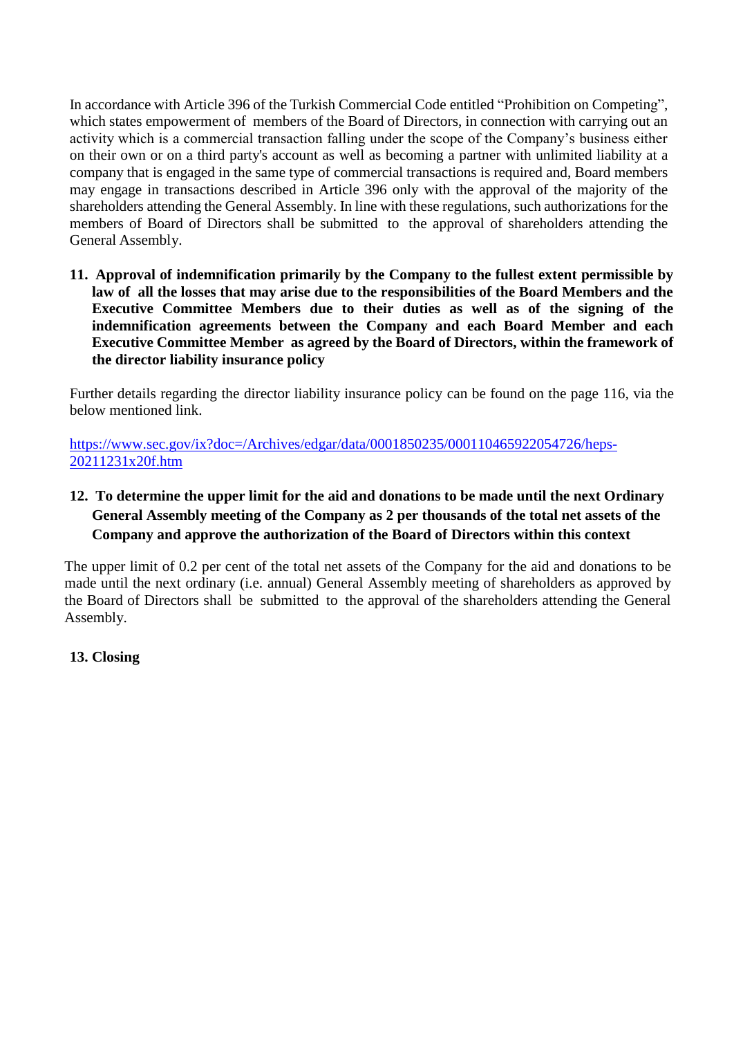In accordance with Article 396 of the Turkish Commercial Code entitled "Prohibition on Competing", which states empowerment of members of the Board of Directors, in connection with carrying out an activity which is a commercial transaction falling under the scope of the Company's business either on their own or on a third party's account as well as becoming a partner with unlimited liability at a company that is engaged in the same type of commercial transactions is required and, Board members may engage in transactions described in Article 396 only with the approval of the majority of the shareholders attending the General Assembly. In line with these regulations, such authorizations for the members of Board of Directors shall be submitted to the approval of shareholders attending the General Assembly.

**11. Approval of indemnification primarily by the Company to the fullest extent permissible by law of all the losses that may arise due to the responsibilities of the Board Members and the Executive Committee Members due to their duties as well as of the signing of the indemnification agreements between the Company and each Board Member and each Executive Committee Member as agreed by the Board of Directors, within the framework of the director liability insurance policy**

Further details regarding the director liability insurance policy can be found on the page 116, via the below mentioned link.

https://www.sec.gov/ix?doc=/Archives/edgar/data/0001850235/000110465922054726/heps-20211231x20f.htm

**12. To determine the upper limit for the aid and donations to be made until the next Ordinary General Assembly meeting of the Company as 2 per thousands of the total net assets of the Company and approve the authorization of the Board of Directors within this context**

The upper limit of 0.2 per cent of the total net assets of the Company for the aid and donations to be made until the next ordinary (i.e. annual) General Assembly meeting of shareholders as approved by the Board of Directors shall be submitted to the approval of the shareholders attending the General Assembly.

**13. Closing**